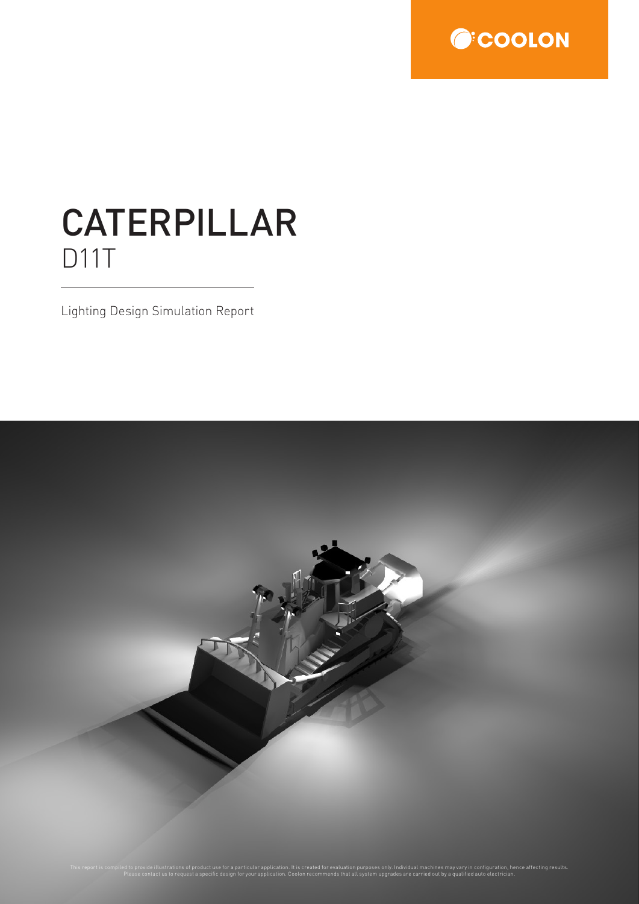COOLON

# CATERPILLAR

## D11T

Lighting Design Simulation Report

This report is compiled to provide illustrations of product use for a particular application. It is created for evaluation purposes only. Individual machines may vary in configuration, hence affecting results. Please contact us to request a specific design for your application. Coolon recommends that all system upgrades are carried out by a qualified auto electrician.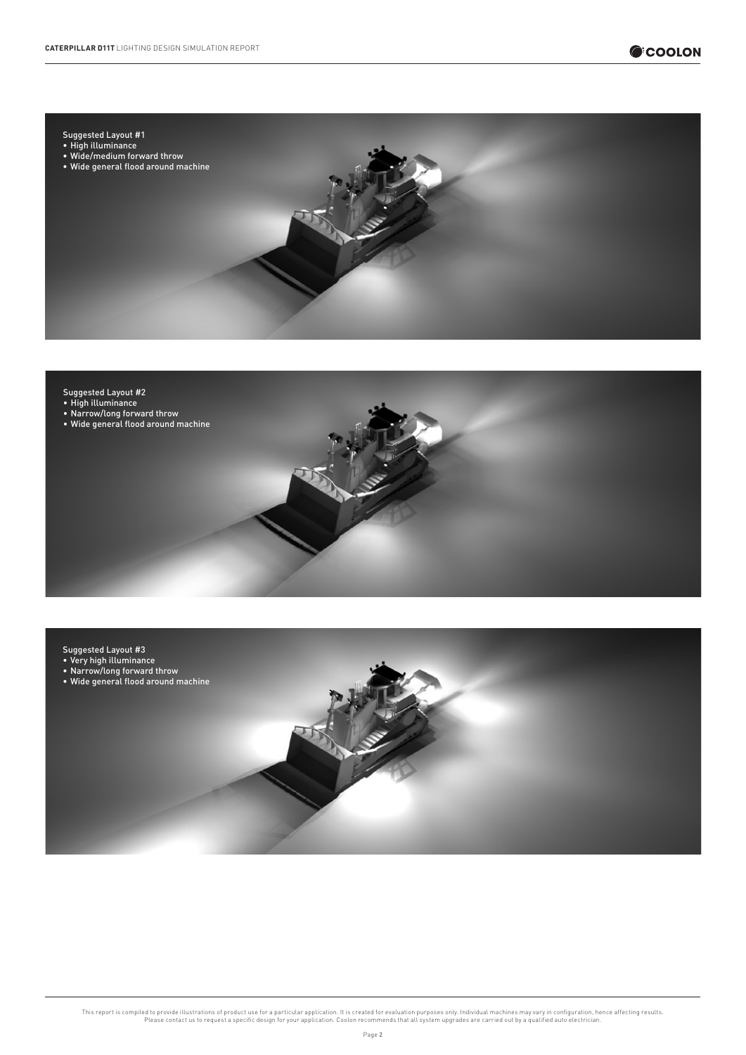Suggested Layout #1
- High illuminance
- Wide/medium forward throw
- Wide general flood around machine

Suggested Layout #2
- High illuminance
- Narrow/long forward throw
- Wide general flood around machine

Suggested Layout #3
- Very high illuminance
- Narrow/long forward throw
- Wide general flood around machine

This report is compiled to provide illustrations of product use for a particular application. It is created for evaluation purposes only. Individual machines may vary in configuration, hence affecting results. Please contact us to request a specific design for your application. Coolon recommends that all system upgrades are carried out by a qualified auto electrician.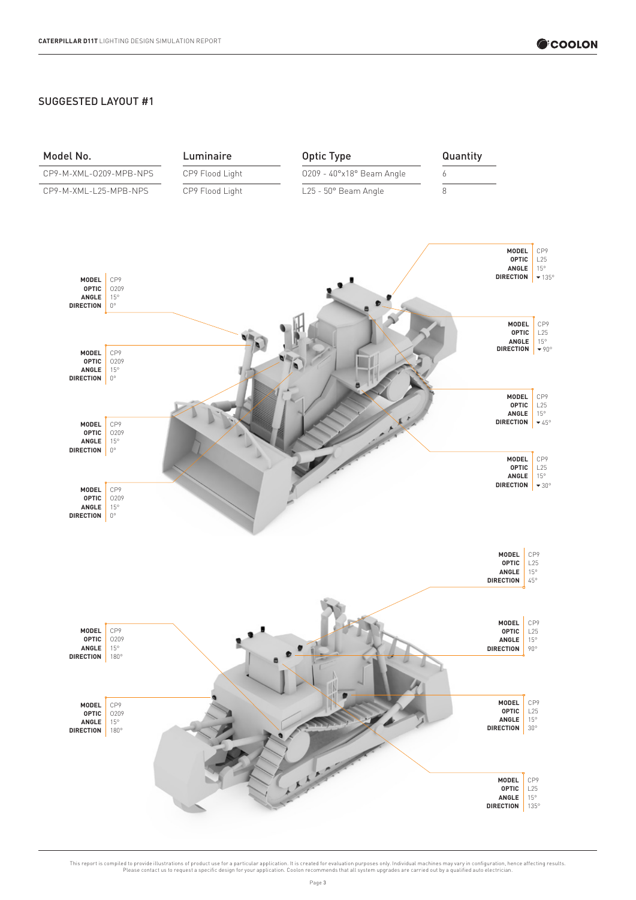## SUGGESTED LAYOUT #1

| Model No. | Luminaire | Optic Type | Quantity |
|---|---|---|---|
| CP9-M-XML-0209-MPB-NPS | CP9 Flood Light | 0209 - 40°x18° Beam Angle | 6 |
| CP9-M-XML-L25-MPB-NPS | CP9 Flood Light | L25 - 50° Beam Angle | 8 |

**MODEL** CP9
**OPTIC** L25
**ANGLE** 15°
**DIRECTION** ▾135°

**MODEL** CP9
**OPTIC** 0209
**ANGLE** 15°
**DIRECTION** 0°

**MODEL** CP9
**OPTIC** L25
**ANGLE** 15°
**DIRECTION** ▾90°

**MODEL** CP9
**OPTIC** 0209
**ANGLE** 15°
**DIRECTION** 0°

**MODEL** CP9
**OPTIC** L25
**ANGLE** 15°
**DIRECTION** ▾45°

**MODEL** CP9
**OPTIC** 0209
**ANGLE** 15°
**DIRECTION** 0°

**MODEL** CP9
**OPTIC** L25
**ANGLE** 15°
**DIRECTION** ▾30°

**MODEL** CP9
**OPTIC** 0209
**ANGLE** 15°
**DIRECTION** 0°

**MODEL** CP9
**OPTIC** L25
**ANGLE** 15°
**DIRECTION** 45°

**MODEL** CP9
**OPTIC** 0209
**ANGLE** 15°
**DIRECTION** 180°

**MODEL** CP9
**OPTIC** L25
**ANGLE** 15°
**DIRECTION** 90°

**MODEL** CP9
**OPTIC** 0209
**ANGLE** 15°
**DIRECTION** 180°

**MODEL** CP9
**OPTIC** L25
**ANGLE** 15°
**DIRECTION** 30°

**MODEL** CP9
**OPTIC** L25
**ANGLE** 15°
**DIRECTION** 135°

This report is compiled to provide illustrations of product use for a particular application. It is created for evaluation purposes only. Individual machines may vary in configuration, hence affecting results. Please contact us to request a specific design for your application. Coolon recommends that all system upgrades are carried out by a qualified auto electrician.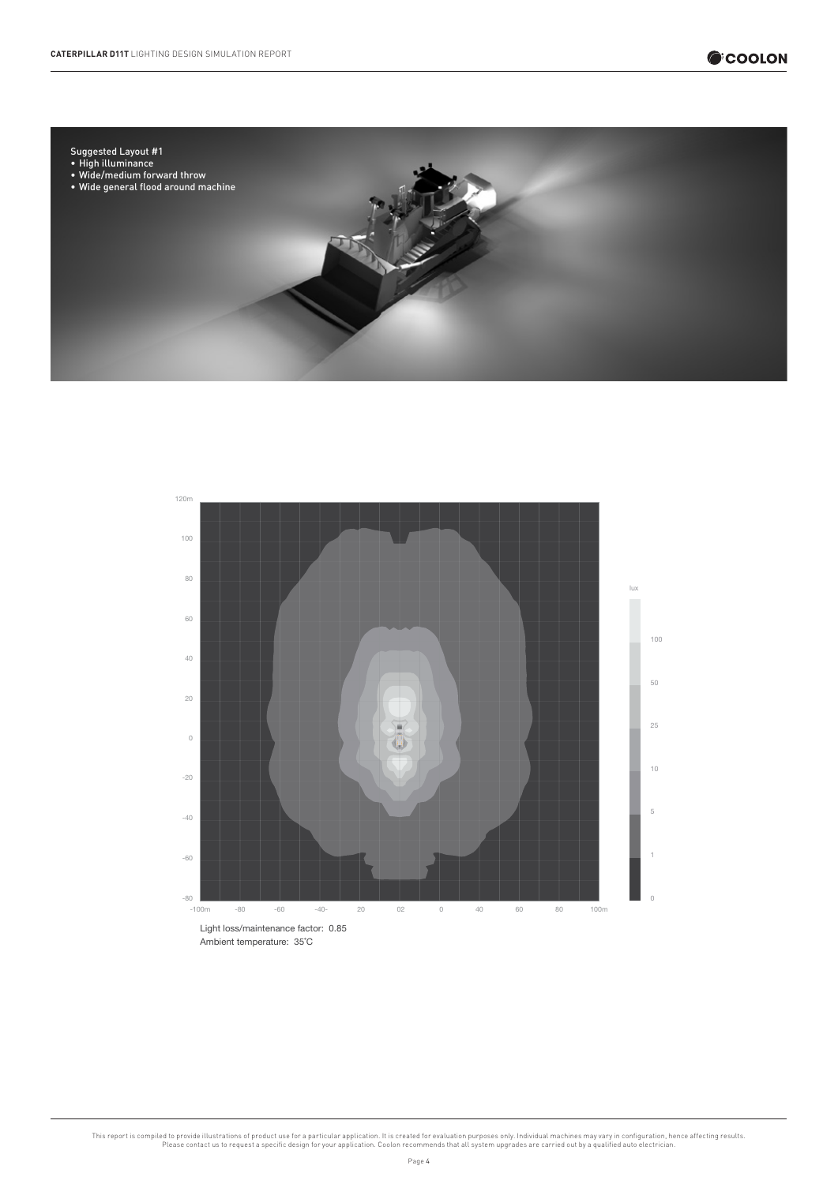Suggested Layout #1

- High illuminance
- Wide/medium forward throw
- Wide general flood around machine

Light loss/maintenance factor: 0.85

Ambient temperature: 35˚C

This report is compiled to provide illustrations of product use for a particular application. It is created for evaluation purposes only. Individual machines may vary in configuration, hence affecting results. Please contact us to request a specific design for your application. Coolon recommends that all system upgrades are carried out by a qualified auto electrician.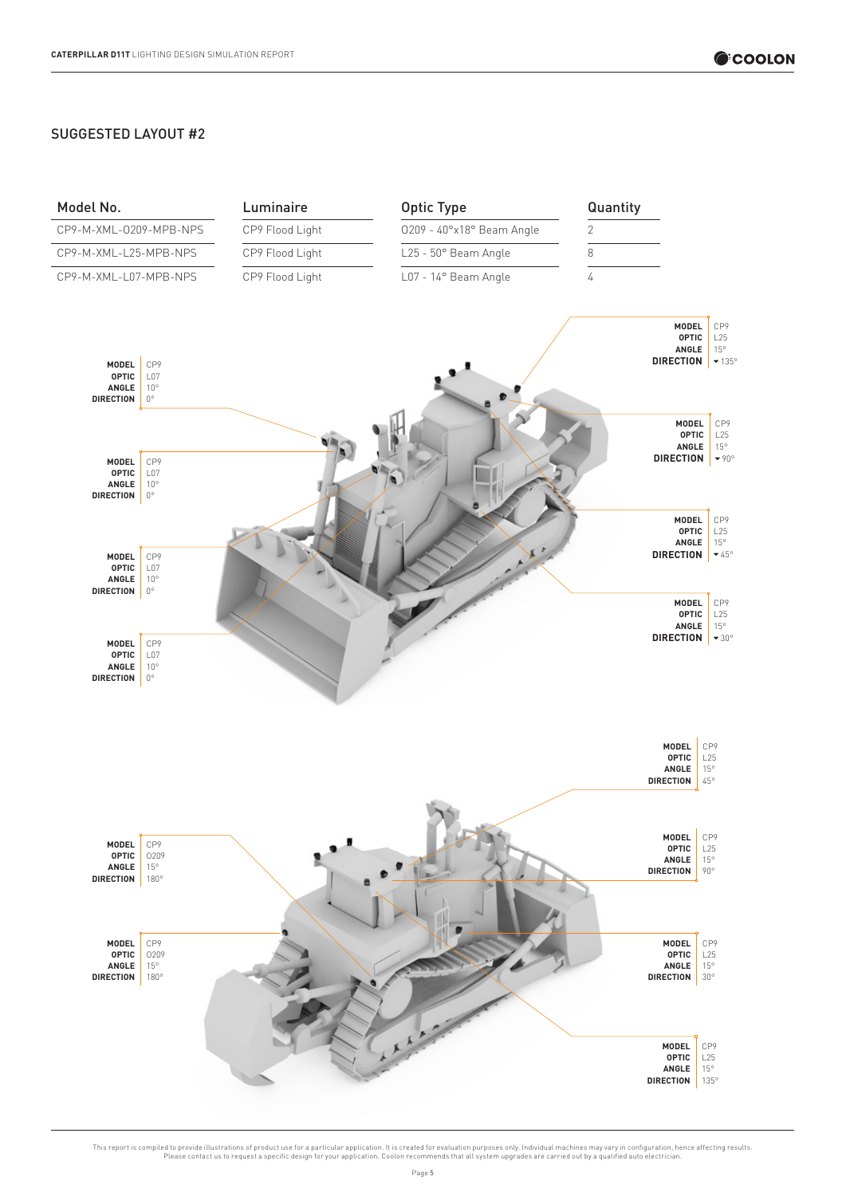## SUGGESTED LAYOUT #2

| Model No. | Luminaire | Optic Type | Quantity |
|---|---|---|---|
| CP9-M-XML-0209-MPB-NPS | CP9 Flood Light | 0209 - 40°x18° Beam Angle | 2 |
| CP9-M-XML-L25-MPB-NPS | CP9 Flood Light | L25 - 50° Beam Angle | 8 |
| CP9-M-XML-L07-MPB-NPS | CP9 Flood Light | L07 - 14° Beam Angle | 4 |

**MODEL** CP9
**OPTIC** L25
**ANGLE** 15°
**DIRECTION** ▾135°

**MODEL** CP9
**OPTIC** L07
**ANGLE** 10°
**DIRECTION** 0°

**MODEL** CP9
**OPTIC** L25
**ANGLE** 15°
**DIRECTION** ▾90°

**MODEL** CP9
**OPTIC** L07
**ANGLE** 10°
**DIRECTION** 0°

**MODEL** CP9
**OPTIC** L25
**ANGLE** 15°
**DIRECTION** ▾45°

**MODEL** CP9
**OPTIC** L07
**ANGLE** 10°
**DIRECTION** 0°

**MODEL** CP9
**OPTIC** L25
**ANGLE** 15°
**DIRECTION** ▾30°

**MODEL** CP9
**OPTIC** L07
**ANGLE** 10°
**DIRECTION** 0°

**MODEL** CP9
**OPTIC** L25
**ANGLE** 15°
**DIRECTION** 45°

**MODEL** CP9
**OPTIC** 0209
**ANGLE** 15°
**DIRECTION** 180°

**MODEL** CP9
**OPTIC** L25
**ANGLE** 15°
**DIRECTION** 90°

**MODEL** CP9
**OPTIC** 0209
**ANGLE** 15°
**DIRECTION** 180°

**MODEL** CP9
**OPTIC** L25
**ANGLE** 15°
**DIRECTION** 30°

**MODEL** CP9
**OPTIC** L25
**ANGLE** 15°
**DIRECTION** 135°

This report is compiled to provide illustrations of product use for a particular application. It is created for evaluation purposes only. Individual machines may vary in configuration, hence affecting results. Please contact us to request a specific design for your application. Coolon recommends that all system upgrades are carried out by a qualified auto electrician.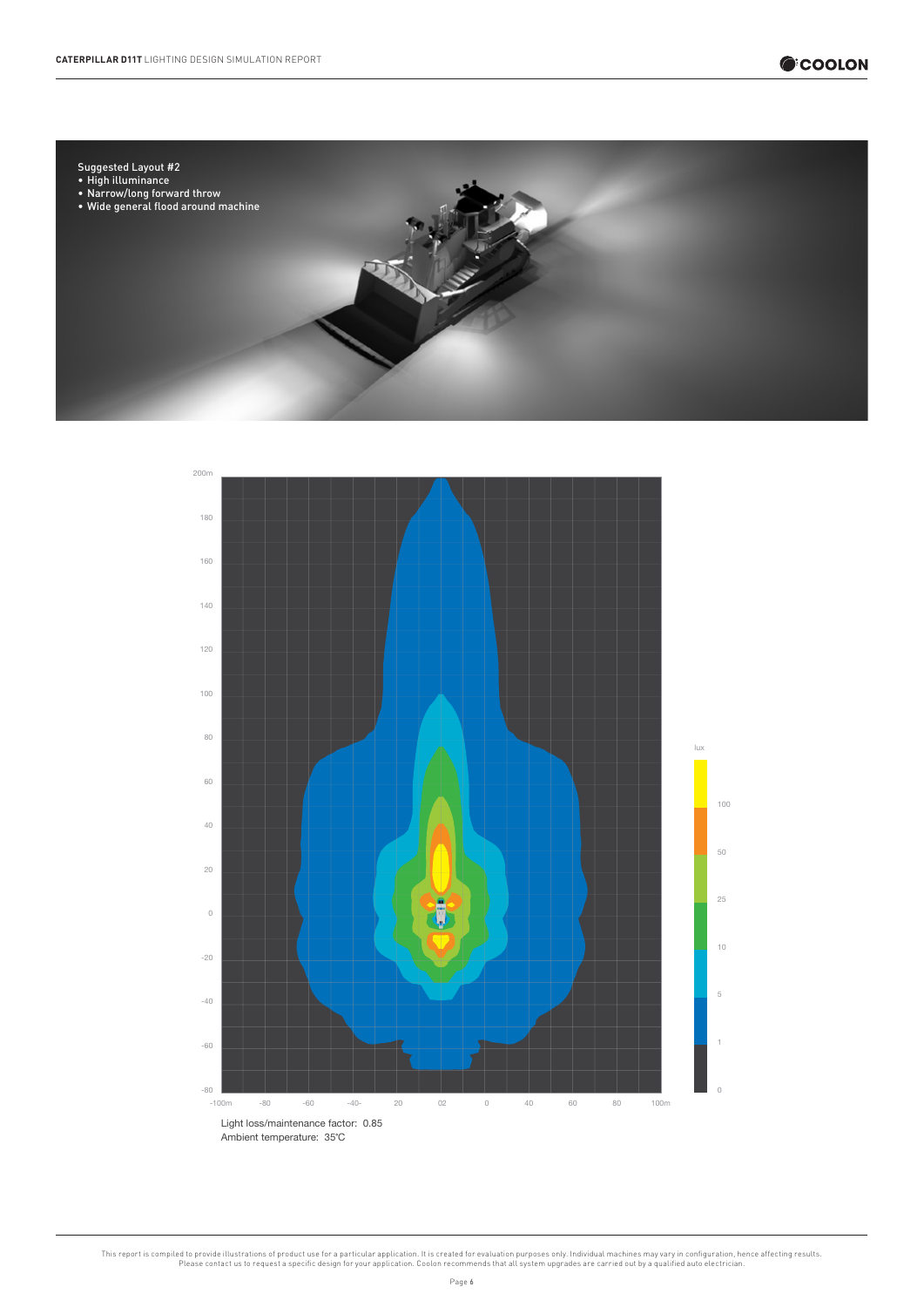Suggested Layout #2

- High illuminance
- Narrow/long forward throw
- Wide general flood around machine

Light loss/maintenance factor: 0.85
Ambient temperature: 35°C

This report is compiled to provide illustrations of product use for a particular application. It is created for evaluation purposes only. Individual machines may vary in configuration, hence affecting results. Please contact us to request a specific design for your application. Coolon recommends that all system upgrades are carried out by a qualified auto electrician.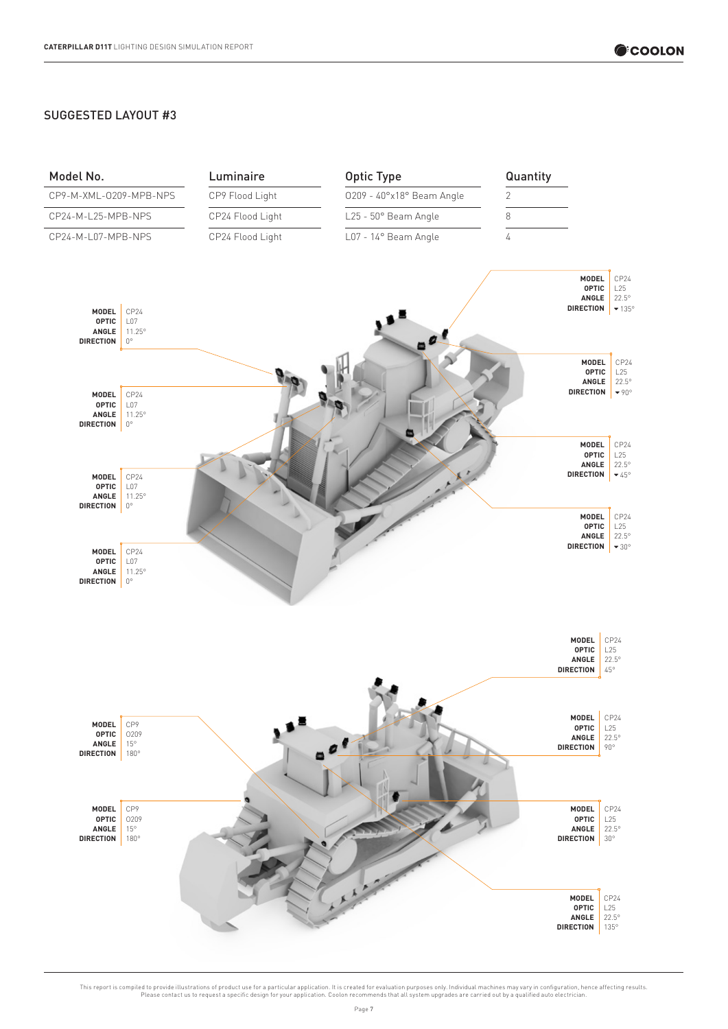## SUGGESTED LAYOUT #3

| Model No. | Luminaire | Optic Type | Quantity |
|---|---|---|---|
| CP9-M-XML-0209-MPB-NPS | CP9 Flood Light | 0209 - 40°x18° Beam Angle | 2 |
| CP24-M-L25-MPB-NPS | CP24 Flood Light | L25 - 50° Beam Angle | 8 |
| CP24-M-L07-MPB-NPS | CP24 Flood Light | L07 - 14° Beam Angle | 4 |

**MODEL** CP24
**OPTIC** L25
**ANGLE** 22.5°
**DIRECTION** 135°

**MODEL** CP24
**OPTIC** L07
**ANGLE** 11.25°
**DIRECTION** 0°

**MODEL** CP24
**OPTIC** L25
**ANGLE** 22.5°
**DIRECTION** 90°

**MODEL** CP24
**OPTIC** L07
**ANGLE** 11.25°
**DIRECTION** 0°

**MODEL** CP24
**OPTIC** L25
**ANGLE** 22.5°
**DIRECTION** 45°

**MODEL** CP24
**OPTIC** L07
**ANGLE** 11.25°
**DIRECTION** 0°

**MODEL** CP24
**OPTIC** L25
**ANGLE** 22.5°
**DIRECTION** 30°

**MODEL** CP24
**OPTIC** L07
**ANGLE** 11.25°
**DIRECTION** 0°

**MODEL** CP24
**OPTIC** L25
**ANGLE** 22.5°
**DIRECTION** 45°

**MODEL** CP9
**OPTIC** 0209
**ANGLE** 15°
**DIRECTION** 180°

**MODEL** CP24
**OPTIC** L25
**ANGLE** 22.5°
**DIRECTION** 90°

**MODEL** CP9
**OPTIC** 0209
**ANGLE** 15°
**DIRECTION** 180°

**MODEL** CP24
**OPTIC** L25
**ANGLE** 22.5°
**DIRECTION** 30°

**MODEL** CP24
**OPTIC** L25
**ANGLE** 22.5°
**DIRECTION** 135°

This report is compiled to provide illustrations of product use for a particular application. It is created for evaluation purposes only. Individual machines may vary in configuration, hence affecting results. Please contact us to request a specific design for your application. Coolon recommends that all system upgrades are carried out by a qualified auto electrician.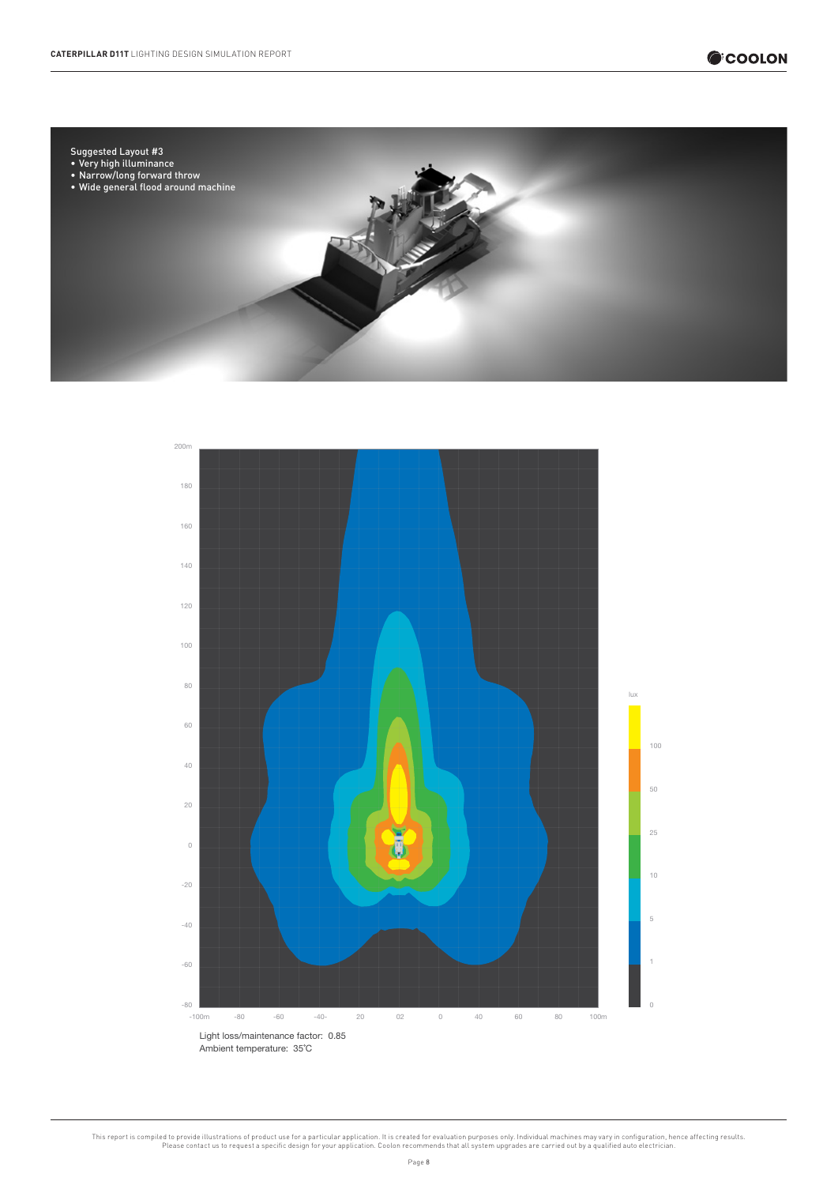Suggested Layout #3
- Very high illuminance
- Narrow/long forward throw
- Wide general flood around machine

200m
180
160
140
120
100
80
60
40
20
0
-20
-40
-60
-80
-100m -80 -60 -40- 20 02 0 40 60 80 100m

lux
100
50
25
10
5
1
0

Light loss/maintenance factor: 0.85
Ambient temperature: 35˚C

This report is compiled to provide illustrations of product use for a particular application. It is created for evaluation purposes only. Individual machines may vary in configuration, hence affecting results. Please contact us to request a specific design for your application. Coolon recommends that all system upgrades are carried out by a qualified auto electrician.